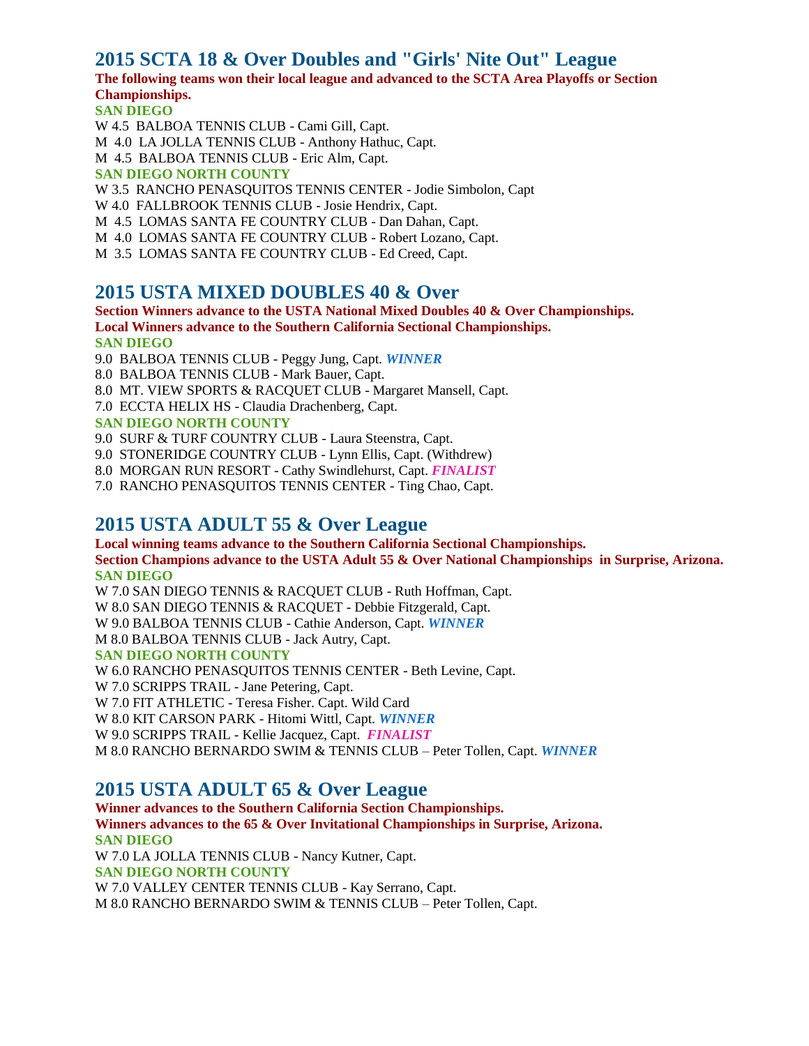## 2015 SCTA 18 & Over Doubles and "Girls' Nite Out" League

**The following teams won their local league and advanced to the SCTA Area Playoffs or Section Championships.**

**SAN DIEGO**

W 4.5 BALBOA TENNIS CLUB - Cami Gill, Capt.
M 4.0 LA JOLLA TENNIS CLUB - Anthony Hathuc, Capt.
M 4.5 BALBOA TENNIS CLUB - Eric Alm, Capt.

**SAN DIEGO NORTH COUNTY**

W 3.5 RANCHO PENASQUITOS TENNIS CENTER - Jodie Simbolon, Capt
W 4.0 FALLBROOK TENNIS CLUB - Josie Hendrix, Capt.
M 4.5 LOMAS SANTA FE COUNTRY CLUB - Dan Dahan, Capt.
M 4.0 LOMAS SANTA FE COUNTRY CLUB - Robert Lozano, Capt.
M 3.5 LOMAS SANTA FE COUNTRY CLUB - Ed Creed, Capt.

## 2015 USTA MIXED DOUBLES 40 & Over

**Section Winners advance to the USTA National Mixed Doubles 40 & Over Championships.**
**Local Winners advance to the Southern California Sectional Championships.**

**SAN DIEGO**

9.0 BALBOA TENNIS CLUB - Peggy Jung, Capt. ***WINNER***
8.0 BALBOA TENNIS CLUB - Mark Bauer, Capt.
8.0 MT. VIEW SPORTS & RACQUET CLUB - Margaret Mansell, Capt.
7.0 ECCTA HELIX HS - Claudia Drachenberg, Capt.

**SAN DIEGO NORTH COUNTY**

9.0 SURF & TURF COUNTRY CLUB - Laura Steenstra, Capt.
9.0 STONERIDGE COUNTRY CLUB - Lynn Ellis, Capt. (Withdrew)
8.0 MORGAN RUN RESORT - Cathy Swindlehurst, Capt. ***FINALIST***
7.0 RANCHO PENASQUITOS TENNIS CENTER - Ting Chao, Capt.

## 2015 USTA ADULT 55 & Over League

**Local winning teams advance to the Southern California Sectional Championships.**
**Section Champions advance to the USTA Adult 55 & Over National Championships in Surprise, Arizona.**

**SAN DIEGO**

W 7.0 SAN DIEGO TENNIS & RACQUET CLUB - Ruth Hoffman, Capt.
W 8.0 SAN DIEGO TENNIS & RACQUET - Debbie Fitzgerald, Capt.
W 9.0 BALBOA TENNIS CLUB - Cathie Anderson, Capt. ***WINNER***
M 8.0 BALBOA TENNIS CLUB - Jack Autry, Capt.

**SAN DIEGO NORTH COUNTY**

W 6.0 RANCHO PENASQUITOS TENNIS CENTER - Beth Levine, Capt.
W 7.0 SCRIPPS TRAIL - Jane Petering, Capt.
W 7.0 FIT ATHLETIC - Teresa Fisher. Capt. Wild Card
W 8.0 KIT CARSON PARK - Hitomi Wittl, Capt. ***WINNER***
W 9.0 SCRIPPS TRAIL - Kellie Jacquez, Capt. ***FINALIST***
M 8.0 RANCHO BERNARDO SWIM & TENNIS CLUB – Peter Tollen, Capt. ***WINNER***

## 2015 USTA ADULT 65 & Over League

**Winner advances to the Southern California Section Championships.**
**Winners advances to the 65 & Over Invitational Championships in Surprise, Arizona.**

**SAN DIEGO**

W 7.0 LA JOLLA TENNIS CLUB - Nancy Kutner, Capt.

**SAN DIEGO NORTH COUNTY**

W 7.0 VALLEY CENTER TENNIS CLUB - Kay Serrano, Capt.
M 8.0 RANCHO BERNARDO SWIM & TENNIS CLUB – Peter Tollen, Capt.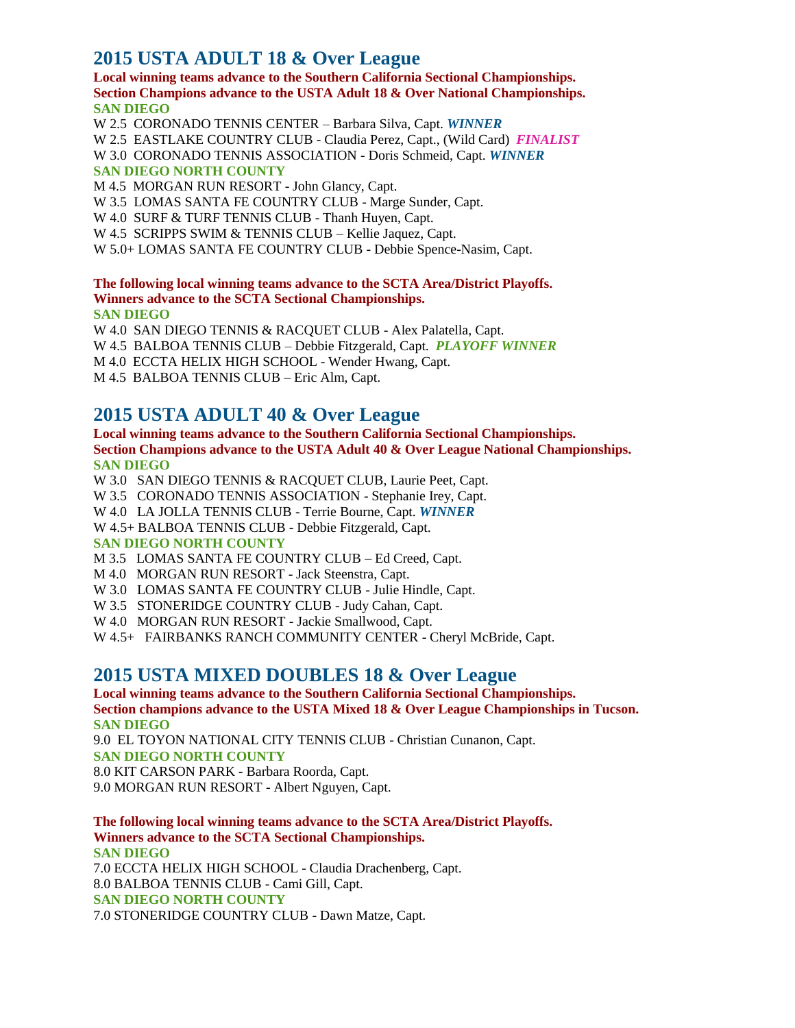## 2015 USTA ADULT 18 & Over League

**Local winning teams advance to the Southern California Sectional Championships.**
**Section Champions advance to the USTA Adult 18 & Over National Championships.**

**SAN DIEGO**

W 2.5 CORONADO TENNIS CENTER – Barbara Silva, Capt. ***WINNER***
W 2.5 EASTLAKE COUNTRY CLUB - Claudia Perez, Capt., (Wild Card) ***FINALIST***
W 3.0 CORONADO TENNIS ASSOCIATION - Doris Schmeid, Capt. ***WINNER***

**SAN DIEGO NORTH COUNTY**

M 4.5 MORGAN RUN RESORT - John Glancy, Capt.
W 3.5 LOMAS SANTA FE COUNTRY CLUB - Marge Sunder, Capt.
W 4.0 SURF & TURF TENNIS CLUB - Thanh Huyen, Capt.
W 4.5 SCRIPPS SWIM & TENNIS CLUB – Kellie Jaquez, Capt.
W 5.0+ LOMAS SANTA FE COUNTRY CLUB - Debbie Spence-Nasim, Capt.

**The following local winning teams advance to the SCTA Area/District Playoffs.**
**Winners advance to the SCTA Sectional Championships.**

**SAN DIEGO**

W 4.0 SAN DIEGO TENNIS & RACQUET CLUB - Alex Palatella, Capt.
W 4.5 BALBOA TENNIS CLUB – Debbie Fitzgerald, Capt. ***PLAYOFF WINNER***
M 4.0 ECCTA HELIX HIGH SCHOOL - Wender Hwang, Capt.
M 4.5 BALBOA TENNIS CLUB – Eric Alm, Capt.

## 2015 USTA ADULT 40 & Over League

**Local winning teams advance to the Southern California Sectional Championships.**
**Section Champions advance to the USTA Adult 40 & Over League National Championships.**

**SAN DIEGO**

W 3.0 SAN DIEGO TENNIS & RACQUET CLUB, Laurie Peet, Capt.
W 3.5 CORONADO TENNIS ASSOCIATION - Stephanie Irey, Capt.
W 4.0 LA JOLLA TENNIS CLUB - Terrie Bourne, Capt. ***WINNER***
W 4.5+ BALBOA TENNIS CLUB - Debbie Fitzgerald, Capt.

**SAN DIEGO NORTH COUNTY**

M 3.5 LOMAS SANTA FE COUNTRY CLUB – Ed Creed, Capt.
M 4.0 MORGAN RUN RESORT - Jack Steenstra, Capt.
W 3.0 LOMAS SANTA FE COUNTRY CLUB - Julie Hindle, Capt.
W 3.5 STONERIDGE COUNTRY CLUB - Judy Cahan, Capt.
W 4.0 MORGAN RUN RESORT - Jackie Smallwood, Capt.
W 4.5+ FAIRBANKS RANCH COMMUNITY CENTER - Cheryl McBride, Capt.

## 2015 USTA MIXED DOUBLES 18 & Over League

**Local winning teams advance to the Southern California Sectional Championships.**
**Section champions advance to the USTA Mixed 18 & Over League Championships in Tucson.**

**SAN DIEGO**

9.0 EL TOYON NATIONAL CITY TENNIS CLUB - Christian Cunanon, Capt.

**SAN DIEGO NORTH COUNTY**

8.0 KIT CARSON PARK - Barbara Roorda, Capt.
9.0 MORGAN RUN RESORT - Albert Nguyen, Capt.

**The following local winning teams advance to the SCTA Area/District Playoffs.**
**Winners advance to the SCTA Sectional Championships.**

**SAN DIEGO**

7.0 ECCTA HELIX HIGH SCHOOL - Claudia Drachenberg, Capt.
8.0 BALBOA TENNIS CLUB - Cami Gill, Capt.

**SAN DIEGO NORTH COUNTY**

7.0 STONERIDGE COUNTRY CLUB - Dawn Matze, Capt.